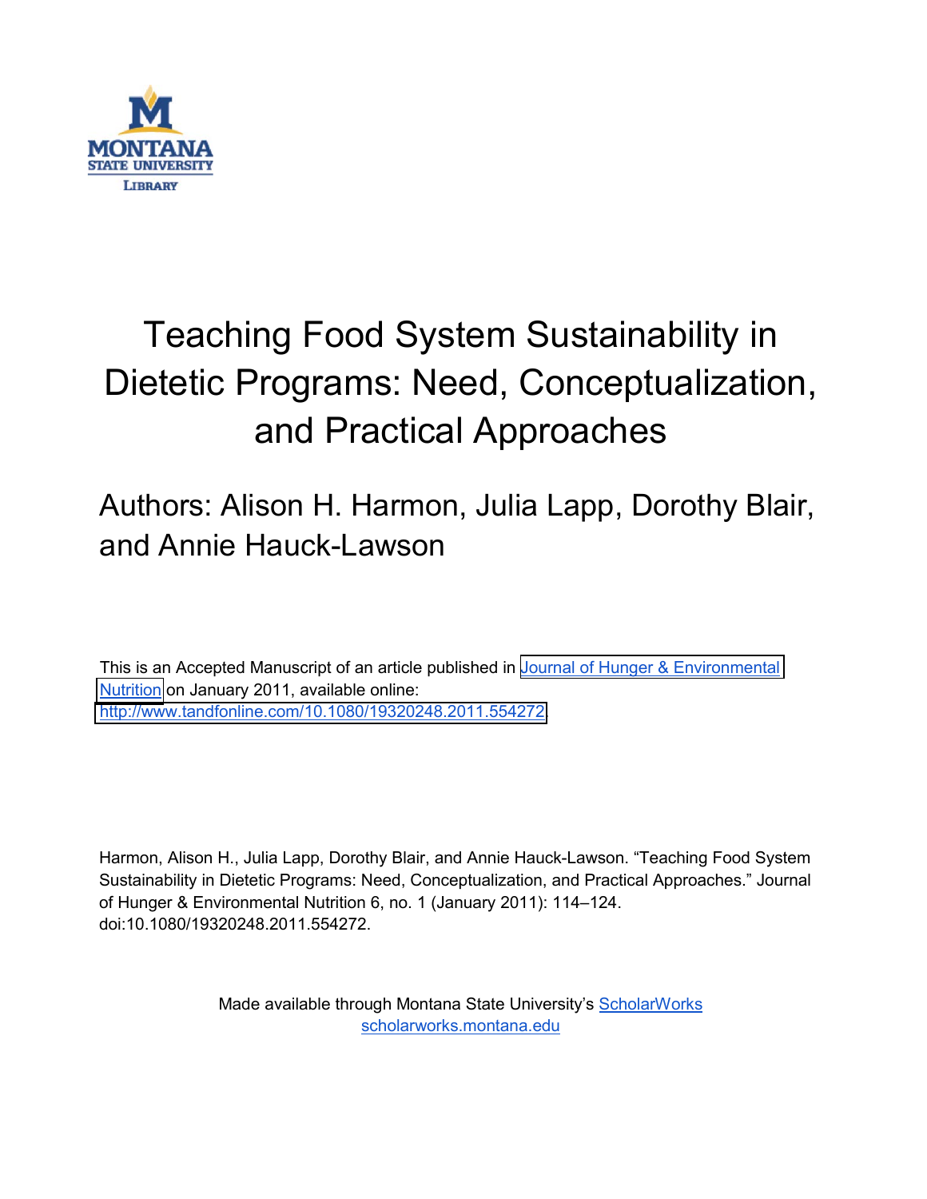# Teaching Food System Sustainability in Dietetic Programs: Need, Conceptualization, and Practical Approaches

Authors: Alison H. Harmon, Julia Lapp, Dorothy Blair, and Annie Hauck-Lawson

This is an Accepted Manuscript of an article published in Journal of Hunger & Environmental Nutrition on January 2011, available online: http://www.tandfonline.com/10.1080/19320248.2011.554272

Harmon, Alison H., Julia Lapp, Dorothy Blair, and Annie Hauck-Lawson. "Teaching Food System Sustainability in Dietetic Programs: Need, Conceptualization, and Practical Approaches." Journal of Hunger & Environmental Nutrition 6, no. 1 (January 2011): 114–124. doi:10.1080/19320248.2011.554272.

Made available through Montana State University's ScholarWorks
scholarworks.montana.edu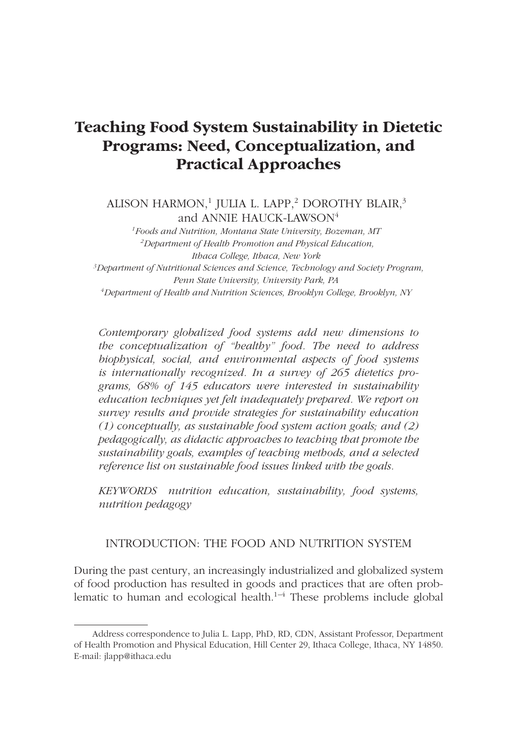# Teaching Food System Sustainability in Dietetic Programs: Need, Conceptualization, and Practical Approaches

ALISON HARMON,[1] JULIA L. LAPP,[2] DOROTHY BLAIR,[3] and ANNIE HAUCK-LAWSON[4]

[1]*Foods and Nutrition, Montana State University, Bozeman, MT*
[2]*Department of Health Promotion and Physical Education, Ithaca College, Ithaca, New York*
[3]*Department of Nutritional Sciences and Science, Technology and Society Program, Penn State University, University Park, PA*
[4]*Department of Health and Nutrition Sciences, Brooklyn College, Brooklyn, NY*

*Contemporary globalized food systems add new dimensions to the conceptualization of "healthy" food. The need to address biophysical, social, and environmental aspects of food systems is internationally recognized. In a survey of 265 dietetics programs, 68% of 145 educators were interested in sustainability education techniques yet felt inadequately prepared. We report on survey results and provide strategies for sustainability education (1) conceptually, as sustainable food system action goals; and (2) pedagogically, as didactic approaches to teaching that promote the sustainability goals, examples of teaching methods, and a selected reference list on sustainable food issues linked with the goals.*

*KEYWORDS nutrition education, sustainability, food systems, nutrition pedagogy*

## INTRODUCTION: THE FOOD AND NUTRITION SYSTEM

During the past century, an increasingly industrialized and globalized system of food production has resulted in goods and practices that are often problematic to human and ecological health.[1–4] These problems include global

Address correspondence to Julia L. Lapp, PhD, RD, CDN, Assistant Professor, Department of Health Promotion and Physical Education, Hill Center 29, Ithaca College, Ithaca, NY 14850. E-mail: jlapp@ithaca.edu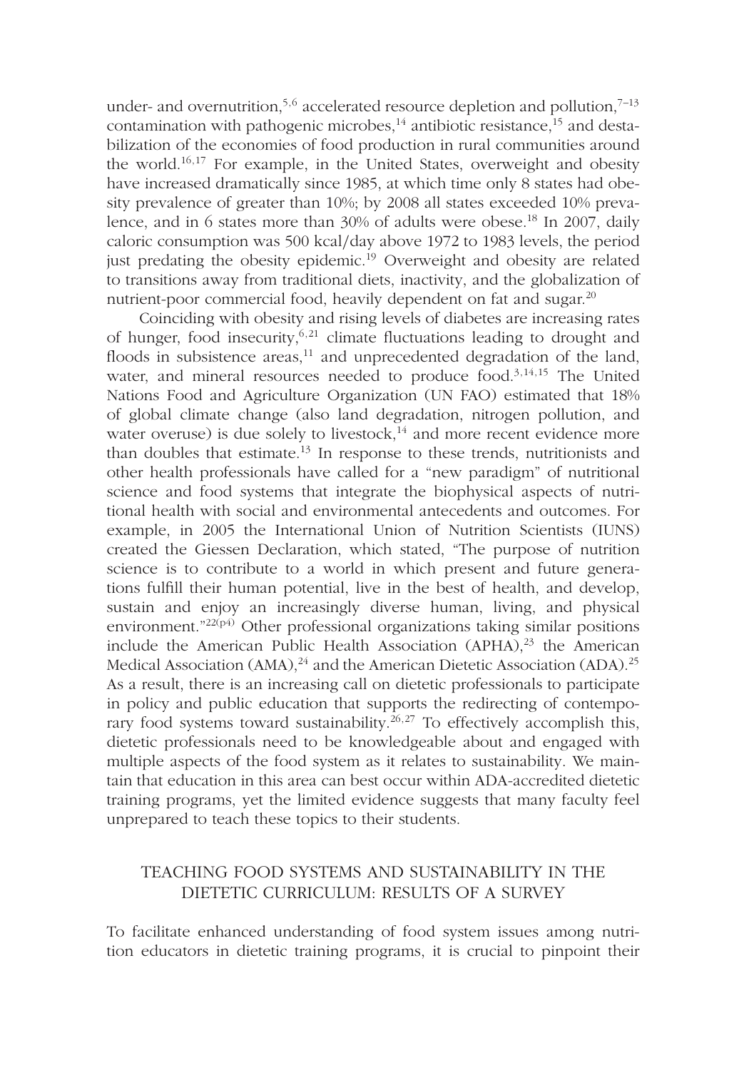under- and overnutrition,[5,6] accelerated resource depletion and pollution,[7–13] contamination with pathogenic microbes,[14] antibiotic resistance,[15] and destabilization of the economies of food production in rural communities around the world.[16,17] For example, in the United States, overweight and obesity have increased dramatically since 1985, at which time only 8 states had obesity prevalence of greater than 10%; by 2008 all states exceeded 10% prevalence, and in 6 states more than 30% of adults were obese.[18] In 2007, daily caloric consumption was 500 kcal/day above 1972 to 1983 levels, the period just predating the obesity epidemic.[19] Overweight and obesity are related to transitions away from traditional diets, inactivity, and the globalization of nutrient-poor commercial food, heavily dependent on fat and sugar.[20]

Coinciding with obesity and rising levels of diabetes are increasing rates of hunger, food insecurity,[6,21] climate fluctuations leading to drought and floods in subsistence areas,[11] and unprecedented degradation of the land, water, and mineral resources needed to produce food.[3,14,15] The United Nations Food and Agriculture Organization (UN FAO) estimated that 18% of global climate change (also land degradation, nitrogen pollution, and water overuse) is due solely to livestock,[14] and more recent evidence more than doubles that estimate.[13] In response to these trends, nutritionists and other health professionals have called for a "new paradigm" of nutritional science and food systems that integrate the biophysical aspects of nutritional health with social and environmental antecedents and outcomes. For example, in 2005 the International Union of Nutrition Scientists (IUNS) created the Giessen Declaration, which stated, "The purpose of nutrition science is to contribute to a world in which present and future generations fulfill their human potential, live in the best of health, and develop, sustain and enjoy an increasingly diverse human, living, and physical environment."[22(p4)] Other professional organizations taking similar positions include the American Public Health Association (APHA),[23] the American Medical Association (AMA),[24] and the American Dietetic Association (ADA).[25] As a result, there is an increasing call on dietetic professionals to participate in policy and public education that supports the redirecting of contemporary food systems toward sustainability.[26,27] To effectively accomplish this, dietetic professionals need to be knowledgeable about and engaged with multiple aspects of the food system as it relates to sustainability. We maintain that education in this area can best occur within ADA-accredited dietetic training programs, yet the limited evidence suggests that many faculty feel unprepared to teach these topics to their students.

## TEACHING FOOD SYSTEMS AND SUSTAINABILITY IN THE DIETETIC CURRICULUM: RESULTS OF A SURVEY

To facilitate enhanced understanding of food system issues among nutrition educators in dietetic training programs, it is crucial to pinpoint their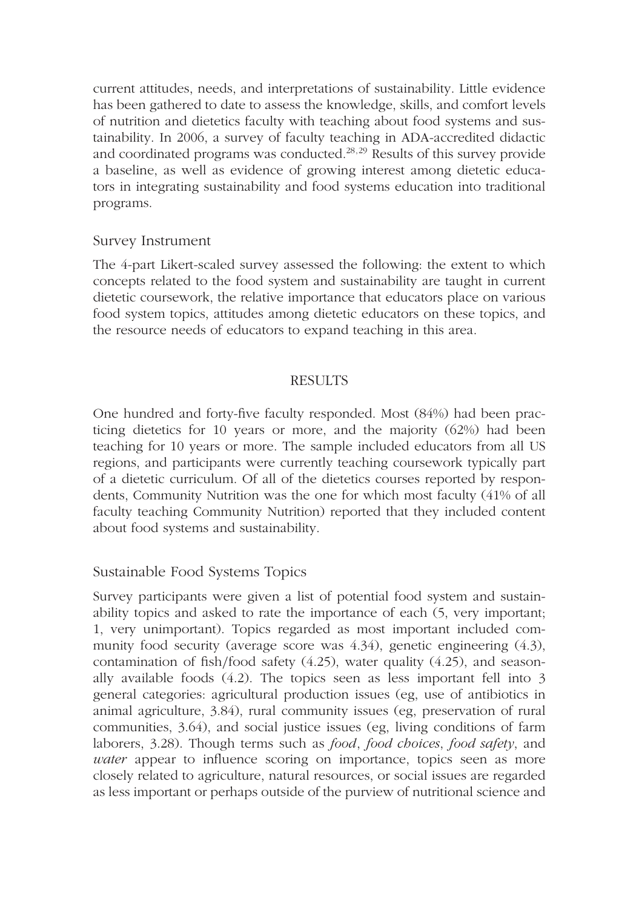current attitudes, needs, and interpretations of sustainability. Little evidence has been gathered to date to assess the knowledge, skills, and comfort levels of nutrition and dietetics faculty with teaching about food systems and sustainability. In 2006, a survey of faculty teaching in ADA-accredited didactic and coordinated programs was conducted.[28,29] Results of this survey provide a baseline, as well as evidence of growing interest among dietetic educators in integrating sustainability and food systems education into traditional programs.

### Survey Instrument

The 4-part Likert-scaled survey assessed the following: the extent to which concepts related to the food system and sustainability are taught in current dietetic coursework, the relative importance that educators place on various food system topics, attitudes among dietetic educators on these topics, and the resource needs of educators to expand teaching in this area.

## RESULTS

One hundred and forty-five faculty responded. Most (84%) had been practicing dietetics for 10 years or more, and the majority (62%) had been teaching for 10 years or more. The sample included educators from all US regions, and participants were currently teaching coursework typically part of a dietetic curriculum. Of all of the dietetics courses reported by respondents, Community Nutrition was the one for which most faculty (41% of all faculty teaching Community Nutrition) reported that they included content about food systems and sustainability.

### Sustainable Food Systems Topics

Survey participants were given a list of potential food system and sustainability topics and asked to rate the importance of each (5, very important; 1, very unimportant). Topics regarded as most important included community food security (average score was 4.34), genetic engineering (4.3), contamination of fish/food safety (4.25), water quality (4.25), and seasonally available foods (4.2). The topics seen as less important fell into 3 general categories: agricultural production issues (eg, use of antibiotics in animal agriculture, 3.84), rural community issues (eg, preservation of rural communities, 3.64), and social justice issues (eg, living conditions of farm laborers, 3.28). Though terms such as *food*, *food choices*, *food safety*, and *water* appear to influence scoring on importance, topics seen as more closely related to agriculture, natural resources, or social issues are regarded as less important or perhaps outside of the purview of nutritional science and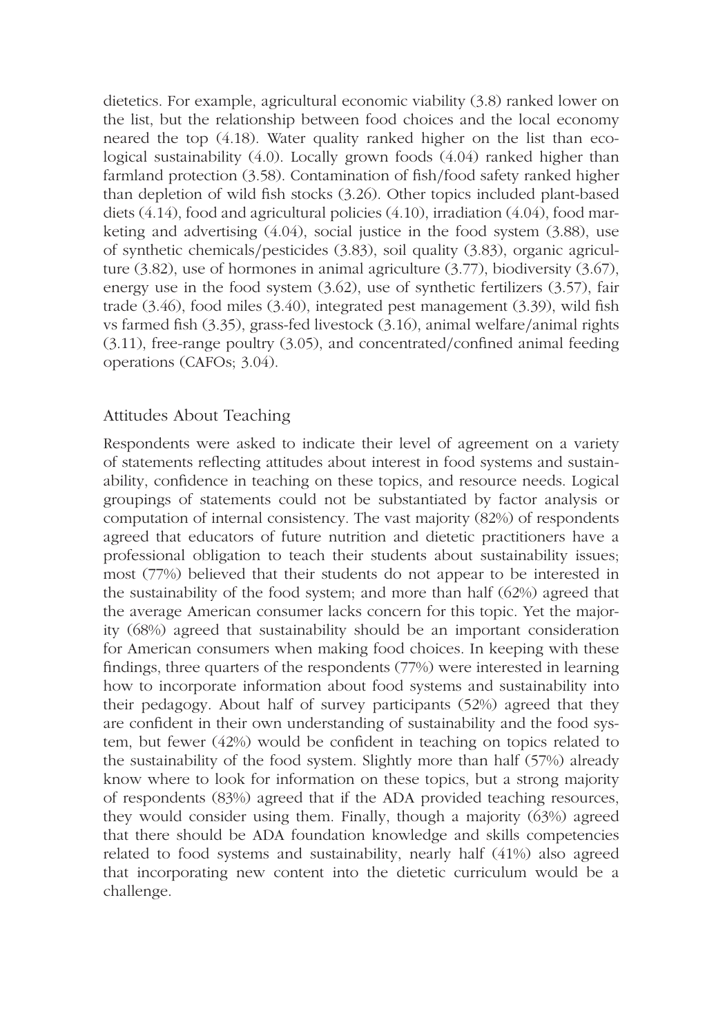dietetics. For example, agricultural economic viability (3.8) ranked lower on the list, but the relationship between food choices and the local economy neared the top (4.18). Water quality ranked higher on the list than ecological sustainability (4.0). Locally grown foods (4.04) ranked higher than farmland protection (3.58). Contamination of fish/food safety ranked higher than depletion of wild fish stocks (3.26). Other topics included plant-based diets (4.14), food and agricultural policies (4.10), irradiation (4.04), food marketing and advertising (4.04), social justice in the food system (3.88), use of synthetic chemicals/pesticides (3.83), soil quality (3.83), organic agriculture (3.82), use of hormones in animal agriculture (3.77), biodiversity (3.67), energy use in the food system (3.62), use of synthetic fertilizers (3.57), fair trade (3.46), food miles (3.40), integrated pest management (3.39), wild fish vs farmed fish (3.35), grass-fed livestock (3.16), animal welfare/animal rights (3.11), free-range poultry (3.05), and concentrated/confined animal feeding operations (CAFOs; 3.04).

## Attitudes About Teaching

Respondents were asked to indicate their level of agreement on a variety of statements reflecting attitudes about interest in food systems and sustainability, confidence in teaching on these topics, and resource needs. Logical groupings of statements could not be substantiated by factor analysis or computation of internal consistency. The vast majority (82%) of respondents agreed that educators of future nutrition and dietetic practitioners have a professional obligation to teach their students about sustainability issues; most (77%) believed that their students do not appear to be interested in the sustainability of the food system; and more than half (62%) agreed that the average American consumer lacks concern for this topic. Yet the majority (68%) agreed that sustainability should be an important consideration for American consumers when making food choices. In keeping with these findings, three quarters of the respondents (77%) were interested in learning how to incorporate information about food systems and sustainability into their pedagogy. About half of survey participants (52%) agreed that they are confident in their own understanding of sustainability and the food system, but fewer (42%) would be confident in teaching on topics related to the sustainability of the food system. Slightly more than half (57%) already know where to look for information on these topics, but a strong majority of respondents (83%) agreed that if the ADA provided teaching resources, they would consider using them. Finally, though a majority (63%) agreed that there should be ADA foundation knowledge and skills competencies related to food systems and sustainability, nearly half (41%) also agreed that incorporating new content into the dietetic curriculum would be a challenge.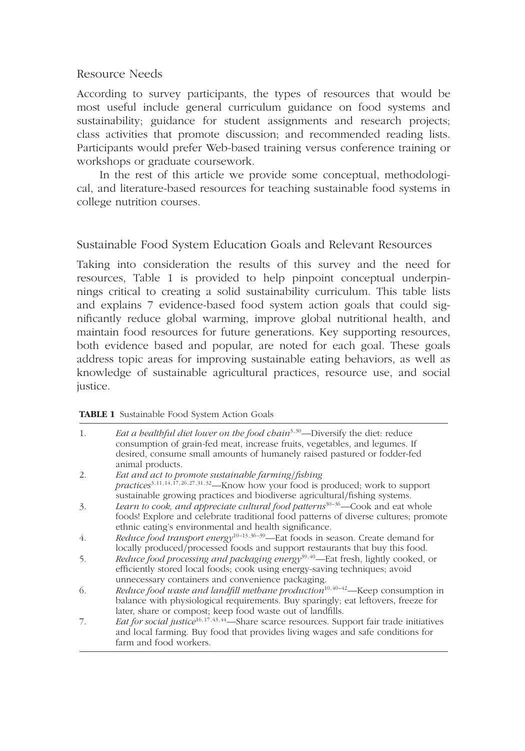## Resource Needs

According to survey participants, the types of resources that would be most useful include general curriculum guidance on food systems and sustainability; guidance for student assignments and research projects; class activities that promote discussion; and recommended reading lists. Participants would prefer Web-based training versus conference training or workshops or graduate coursework.

In the rest of this article we provide some conceptual, methodological, and literature-based resources for teaching sustainable food systems in college nutrition courses.

## Sustainable Food System Education Goals and Relevant Resources

Taking into consideration the results of this survey and the need for resources, Table 1 is provided to help pinpoint conceptual underpinnings critical to creating a solid sustainability curriculum. This table lists and explains 7 evidence-based food system action goals that could significantly reduce global warming, improve global nutritional health, and maintain food resources for future generations. Key supporting resources, both evidence based and popular, are noted for each goal. These goals address topic areas for improving sustainable eating behaviors, as well as knowledge of sustainable agricultural practices, resource use, and social justice.

**TABLE 1** Sustainable Food System Action Goals

| | |
|---|---|
| 1. | *Eat a healthful diet lower on the food chain*[3,30]—Diversify the diet: reduce consumption of grain-fed meat, increase fruits, vegetables, and legumes. If desired, consume small amounts of humanely raised pastured or fodder-fed animal products. |
| 2. | *Eat and act to promote sustainable farming/fishing practices*[3,11,14,17,26,27,31,32]—Know how your food is produced; work to support sustainable growing practices and biodiverse agricultural/fishing systems. |
| 3. | *Learn to cook, and appreciate cultural food patterns*[30–36]—Cook and eat whole foods! Explore and celebrate traditional food patterns of diverse cultures; promote ethnic eating's environmental and health significance. |
| 4. | *Reduce food transport energy*[10–13,36–39]—Eat foods in season. Create demand for locally produced/processed foods and support restaurants that buy this food. |
| 5. | *Reduce food processing and packaging energy*[39,40]—Eat fresh, lightly cooked, or efficiently stored local foods; cook using energy-saving techniques; avoid unnecessary containers and convenience packaging. |
| 6. | *Reduce food waste and landfill methane production*[10,40–42]—Keep consumption in balance with physiological requirements. Buy sparingly; eat leftovers, freeze for later, share or compost; keep food waste out of landfills. |
| 7. | *Eat for social justice*[16,17,43,44]—Share scarce resources. Support fair trade initiatives and local farming. Buy food that provides living wages and safe conditions for farm and food workers. |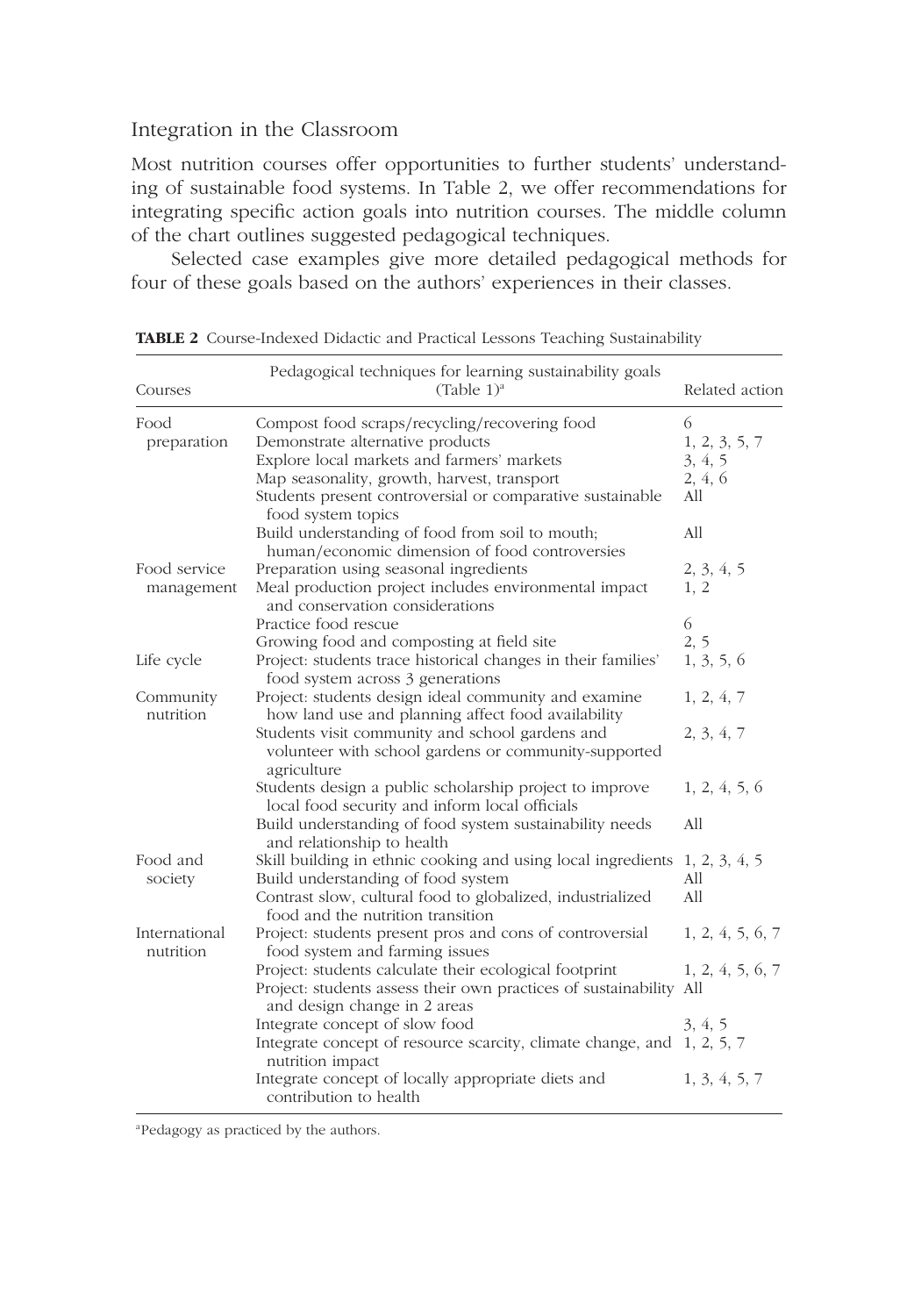## Integration in the Classroom

Most nutrition courses offer opportunities to further students' understanding of sustainable food systems. In Table 2, we offer recommendations for integrating specific action goals into nutrition courses. The middle column of the chart outlines suggested pedagogical techniques.

Selected case examples give more detailed pedagogical methods for four of these goals based on the authors' experiences in their classes.

**TABLE 2** Course-Indexed Didactic and Practical Lessons Teaching Sustainability

| Courses | Pedagogical techniques for learning sustainability goals (Table 1)[a] | Related action |
|---|---|---|
| Food preparation | Compost food scraps/recycling/recovering food | 6 |
| | Demonstrate alternative products | 1, 2, 3, 5, 7 |
| | Explore local markets and farmers' markets | 3, 4, 5 |
| | Map seasonality, growth, harvest, transport | 2, 4, 6 |
| | Students present controversial or comparative sustainable food system topics | All |
| | Build understanding of food from soil to mouth; human/economic dimension of food controversies | All |
| Food service management | Preparation using seasonal ingredients | 2, 3, 4, 5 |
| | Meal production project includes environmental impact and conservation considerations | 1, 2 |
| | Practice food rescue | 6 |
| | Growing food and composting at field site | 2, 5 |
| Life cycle | Project: students trace historical changes in their families' food system across 3 generations | 1, 3, 5, 6 |
| Community nutrition | Project: students design ideal community and examine how land use and planning affect food availability | 1, 2, 4, 7 |
| | Students visit community and school gardens and volunteer with school gardens or community-supported agriculture | 2, 3, 4, 7 |
| | Students design a public scholarship project to improve local food security and inform local officials | 1, 2, 4, 5, 6 |
| | Build understanding of food system sustainability needs and relationship to health | All |
| Food and society | Skill building in ethnic cooking and using local ingredients | 1, 2, 3, 4, 5 |
| | Build understanding of food system | All |
| | Contrast slow, cultural food to globalized, industrialized food and the nutrition transition | All |
| International nutrition | Project: students present pros and cons of controversial food system and farming issues | 1, 2, 4, 5, 6, 7 |
| | Project: students calculate their ecological footprint | 1, 2, 4, 5, 6, 7 |
| | Project: students assess their own practices of sustainability and design change in 2 areas | All |
| | Integrate concept of slow food | 3, 4, 5 |
| | Integrate concept of resource scarcity, climate change, and nutrition impact | 1, 2, 5, 7 |
| | Integrate concept of locally appropriate diets and contribution to health | 1, 3, 4, 5, 7 |

[a]Pedagogy as practiced by the authors.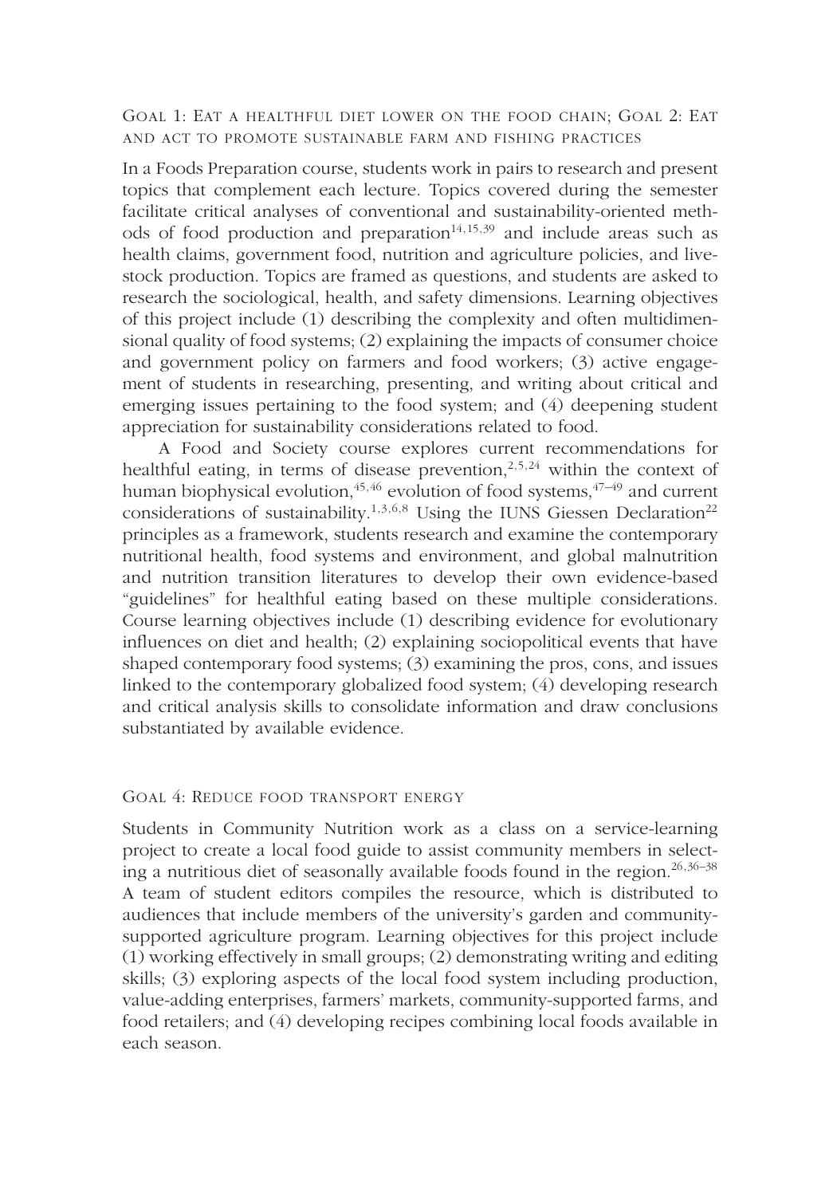### Goal 1: Eat a healthful diet lower on the food chain; Goal 2: Eat and act to promote sustainable farm and fishing practices

In a Foods Preparation course, students work in pairs to research and present topics that complement each lecture. Topics covered during the semester facilitate critical analyses of conventional and sustainability-oriented methods of food production and preparation[14,15,39] and include areas such as health claims, government food, nutrition and agriculture policies, and livestock production. Topics are framed as questions, and students are asked to research the sociological, health, and safety dimensions. Learning objectives of this project include (1) describing the complexity and often multidimensional quality of food systems; (2) explaining the impacts of consumer choice and government policy on farmers and food workers; (3) active engagement of students in researching, presenting, and writing about critical and emerging issues pertaining to the food system; and (4) deepening student appreciation for sustainability considerations related to food.

A Food and Society course explores current recommendations for healthful eating, in terms of disease prevention,[2,5,24] within the context of human biophysical evolution,[45,46] evolution of food systems,[47–49] and current considerations of sustainability.[1,3,6,8] Using the IUNS Giessen Declaration[22] principles as a framework, students research and examine the contemporary nutritional health, food systems and environment, and global malnutrition and nutrition transition literatures to develop their own evidence-based "guidelines" for healthful eating based on these multiple considerations. Course learning objectives include (1) describing evidence for evolutionary influences on diet and health; (2) explaining sociopolitical events that have shaped contemporary food systems; (3) examining the pros, cons, and issues linked to the contemporary globalized food system; (4) developing research and critical analysis skills to consolidate information and draw conclusions substantiated by available evidence.

### Goal 4: Reduce food transport energy

Students in Community Nutrition work as a class on a service-learning project to create a local food guide to assist community members in selecting a nutritious diet of seasonally available foods found in the region.[26,36–38] A team of student editors compiles the resource, which is distributed to audiences that include members of the university's garden and community-supported agriculture program. Learning objectives for this project include (1) working effectively in small groups; (2) demonstrating writing and editing skills; (3) exploring aspects of the local food system including production, value-adding enterprises, farmers' markets, community-supported farms, and food retailers; and (4) developing recipes combining local foods available in each season.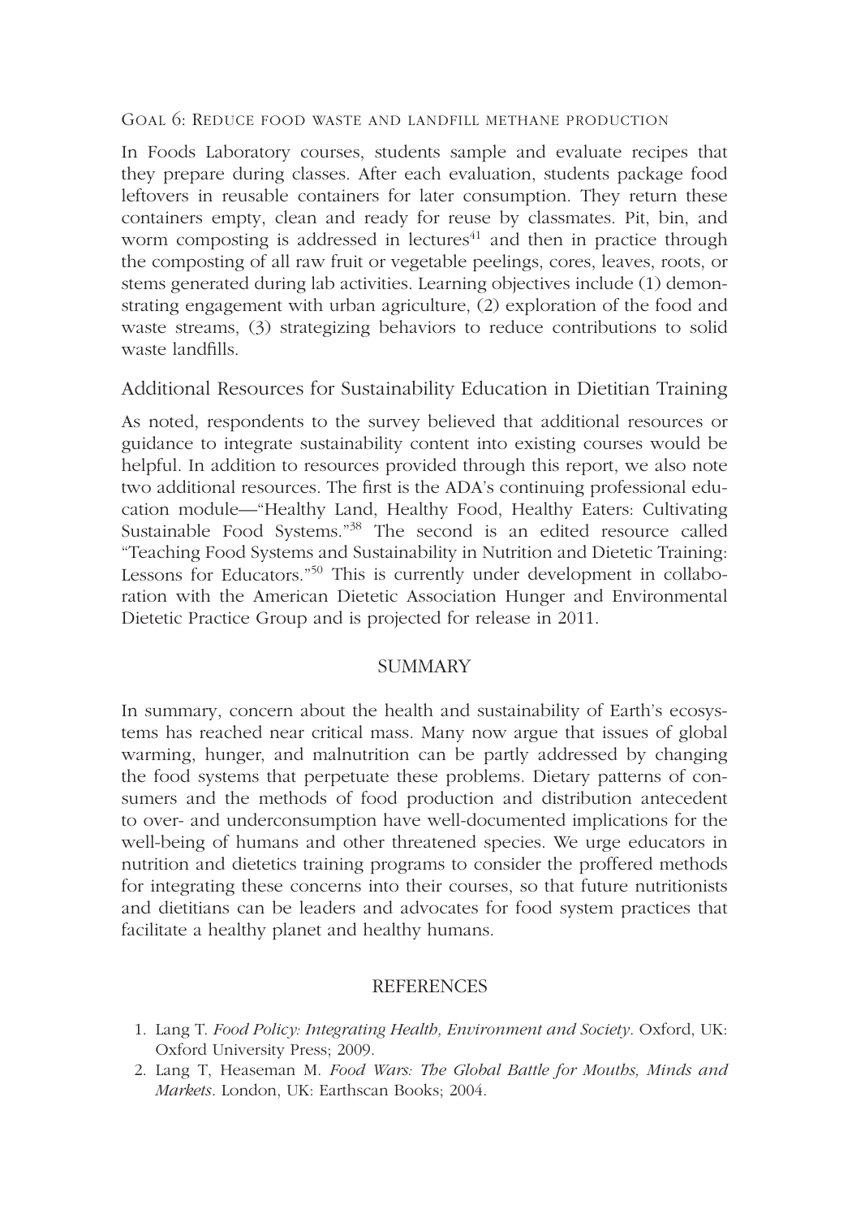#### Goal 6: Reduce food waste and landfill methane production

In Foods Laboratory courses, students sample and evaluate recipes that they prepare during classes. After each evaluation, students package food leftovers in reusable containers for later consumption. They return these containers empty, clean and ready for reuse by classmates. Pit, bin, and worm composting is addressed in lectures[41] and then in practice through the composting of all raw fruit or vegetable peelings, cores, leaves, roots, or stems generated during lab activities. Learning objectives include (1) demonstrating engagement with urban agriculture, (2) exploration of the food and waste streams, (3) strategizing behaviors to reduce contributions to solid waste landfills.

### Additional Resources for Sustainability Education in Dietitian Training

As noted, respondents to the survey believed that additional resources or guidance to integrate sustainability content into existing courses would be helpful. In addition to resources provided through this report, we also note two additional resources. The first is the ADA's continuing professional education module—"Healthy Land, Healthy Food, Healthy Eaters: Cultivating Sustainable Food Systems."[38] The second is an edited resource called "Teaching Food Systems and Sustainability in Nutrition and Dietetic Training: Lessons for Educators."[50] This is currently under development in collaboration with the American Dietetic Association Hunger and Environmental Dietetic Practice Group and is projected for release in 2011.

## SUMMARY

In summary, concern about the health and sustainability of Earth's ecosystems has reached near critical mass. Many now argue that issues of global warming, hunger, and malnutrition can be partly addressed by changing the food systems that perpetuate these problems. Dietary patterns of consumers and the methods of food production and distribution antecedent to over- and underconsumption have well-documented implications for the well-being of humans and other threatened species. We urge educators in nutrition and dietetics training programs to consider the proffered methods for integrating these concerns into their courses, so that future nutritionists and dietitians can be leaders and advocates for food system practices that facilitate a healthy planet and healthy humans.

## REFERENCES

1. Lang T. *Food Policy: Integrating Health, Environment and Society*. Oxford, UK: Oxford University Press; 2009.
2. Lang T, Heaseman M. *Food Wars: The Global Battle for Mouths, Minds and Markets*. London, UK: Earthscan Books; 2004.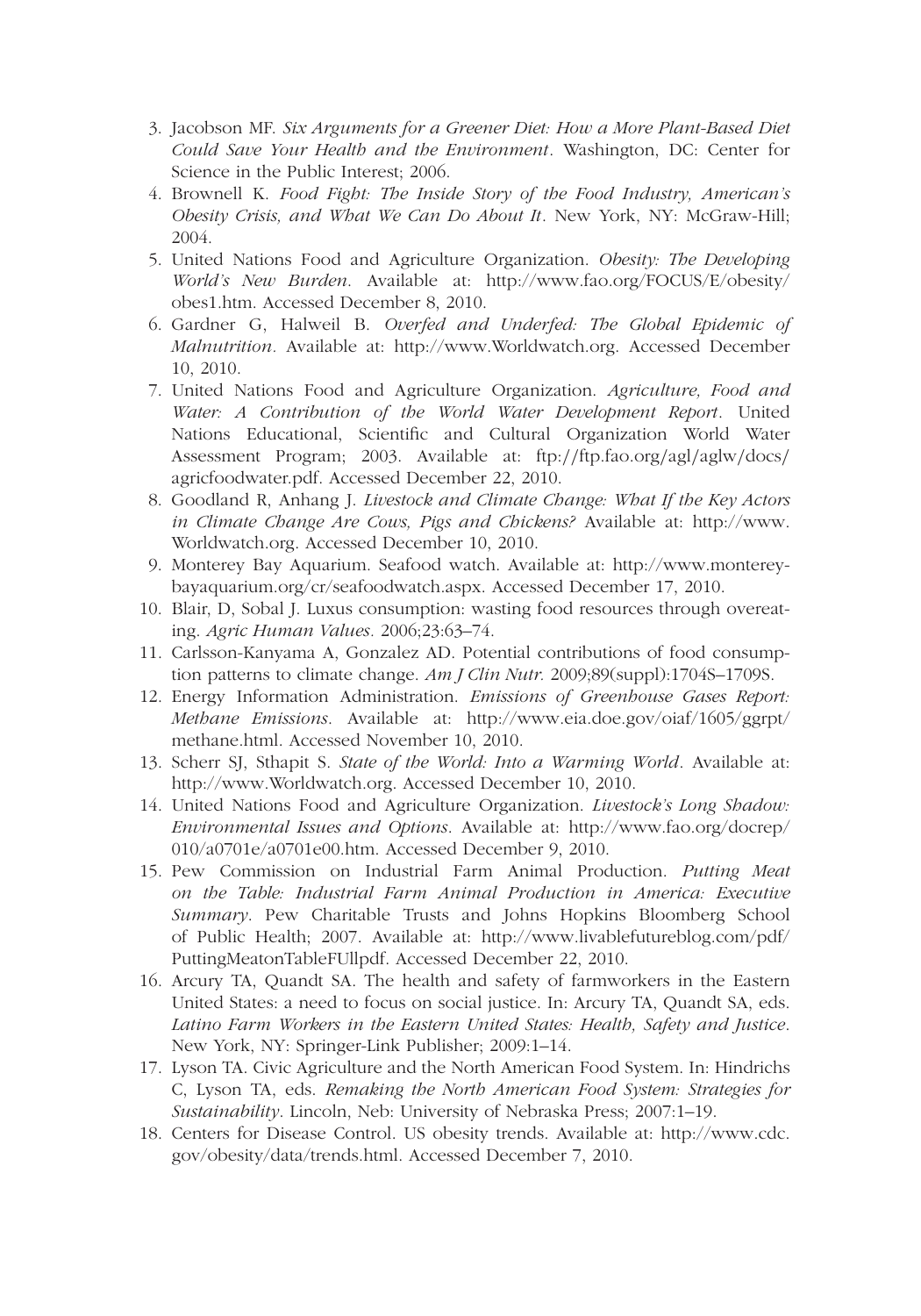3. Jacobson MF. *Six Arguments for a Greener Diet: How a More Plant-Based Diet Could Save Your Health and the Environment*. Washington, DC: Center for Science in the Public Interest; 2006.
4. Brownell K. *Food Fight: The Inside Story of the Food Industry, American's Obesity Crisis, and What We Can Do About It*. New York, NY: McGraw-Hill; 2004.
5. United Nations Food and Agriculture Organization. *Obesity: The Developing World's New Burden*. Available at: http://www.fao.org/FOCUS/E/obesity/obes1.htm. Accessed December 8, 2010.
6. Gardner G, Halweil B. *Overfed and Underfed: The Global Epidemic of Malnutrition*. Available at: http://www.Worldwatch.org. Accessed December 10, 2010.
7. United Nations Food and Agriculture Organization. *Agriculture, Food and Water: A Contribution of the World Water Development Report*. United Nations Educational, Scientific and Cultural Organization World Water Assessment Program; 2003. Available at: ftp://ftp.fao.org/agl/aglw/docs/agricfoodwater.pdf. Accessed December 22, 2010.
8. Goodland R, Anhang J. *Livestock and Climate Change: What If the Key Actors in Climate Change Are Cows, Pigs and Chickens?* Available at: http://www.Worldwatch.org. Accessed December 10, 2010.
9. Monterey Bay Aquarium. Seafood watch. Available at: http://www.montereybayaquarium.org/cr/seafoodwatch.aspx. Accessed December 17, 2010.
10. Blair, D, Sobal J. Luxus consumption: wasting food resources through overeating. *Agric Human Values.* 2006;23:63–74.
11. Carlsson-Kanyama A, Gonzalez AD. Potential contributions of food consumption patterns to climate change. *Am J Clin Nutr.* 2009;89(suppl):1704S–1709S.
12. Energy Information Administration. *Emissions of Greenhouse Gases Report: Methane Emissions*. Available at: http://www.eia.doe.gov/oiaf/1605/ggrpt/methane.html. Accessed November 10, 2010.
13. Scherr SJ, Sthapit S. *State of the World: Into a Warming World*. Available at: http://www.Worldwatch.org. Accessed December 10, 2010.
14. United Nations Food and Agriculture Organization. *Livestock's Long Shadow: Environmental Issues and Options*. Available at: http://www.fao.org/docrep/010/a0701e/a0701e00.htm. Accessed December 9, 2010.
15. Pew Commission on Industrial Farm Animal Production. *Putting Meat on the Table: Industrial Farm Animal Production in America: Executive Summary*. Pew Charitable Trusts and Johns Hopkins Bloomberg School of Public Health; 2007. Available at: http://www.livablefutureblog.com/pdf/PuttingMeatonTableFUllpdf. Accessed December 22, 2010.
16. Arcury TA, Quandt SA. The health and safety of farmworkers in the Eastern United States: a need to focus on social justice. In: Arcury TA, Quandt SA, eds. *Latino Farm Workers in the Eastern United States: Health, Safety and Justice*. New York, NY: Springer-Link Publisher; 2009:1–14.
17. Lyson TA. Civic Agriculture and the North American Food System. In: Hindrichs C, Lyson TA, eds. *Remaking the North American Food System: Strategies for Sustainability*. Lincoln, Neb: University of Nebraska Press; 2007:1–19.
18. Centers for Disease Control. US obesity trends. Available at: http://www.cdc.gov/obesity/data/trends.html. Accessed December 7, 2010.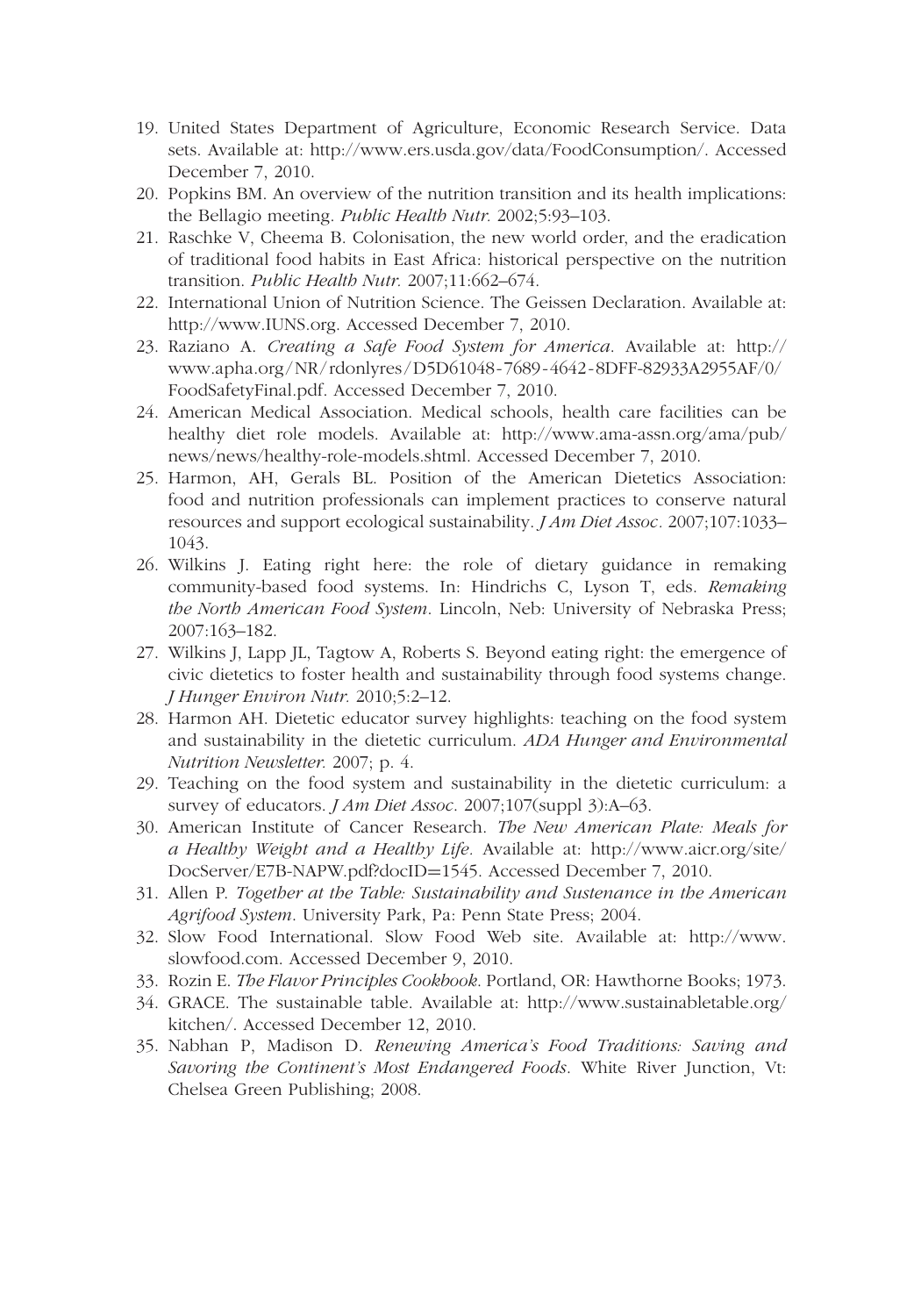19. United States Department of Agriculture, Economic Research Service. Data sets. Available at: http://www.ers.usda.gov/data/FoodConsumption/. Accessed December 7, 2010.
20. Popkins BM. An overview of the nutrition transition and its health implications: the Bellagio meeting. *Public Health Nutr.* 2002;5:93–103.
21. Raschke V, Cheema B. Colonisation, the new world order, and the eradication of traditional food habits in East Africa: historical perspective on the nutrition transition. *Public Health Nutr.* 2007;11:662–674.
22. International Union of Nutrition Science. The Geissen Declaration. Available at: http://www.IUNS.org. Accessed December 7, 2010.
23. Raziano A. *Creating a Safe Food System for America.* Available at: http://www.apha.org/NR/rdonlyres/D5D61048-7689-4642-8DFF-82933A2955AF/0/FoodSafetyFinal.pdf. Accessed December 7, 2010.
24. American Medical Association. Medical schools, health care facilities can be healthy diet role models. Available at: http://www.ama-assn.org/ama/pub/news/news/healthy-role-models.shtml. Accessed December 7, 2010.
25. Harmon, AH, Gerals BL. Position of the American Dietetics Association: food and nutrition professionals can implement practices to conserve natural resources and support ecological sustainability. *J Am Diet Assoc*. 2007;107:1033–1043.
26. Wilkins J. Eating right here: the role of dietary guidance in remaking community-based food systems. In: Hindrichs C, Lyson T, eds. *Remaking the North American Food System*. Lincoln, Neb: University of Nebraska Press; 2007:163–182.
27. Wilkins J, Lapp JL, Tagtow A, Roberts S. Beyond eating right: the emergence of civic dietetics to foster health and sustainability through food systems change. *J Hunger Environ Nutr.* 2010;5:2–12.
28. Harmon AH. Dietetic educator survey highlights: teaching on the food system and sustainability in the dietetic curriculum. *ADA Hunger and Environmental Nutrition Newsletter.* 2007; p. 4.
29. Teaching on the food system and sustainability in the dietetic curriculum: a survey of educators. *J Am Diet Assoc*. 2007;107(suppl 3):A–63.
30. American Institute of Cancer Research. *The New American Plate: Meals for a Healthy Weight and a Healthy Life.* Available at: http://www.aicr.org/site/DocServer/E7B-NAPW.pdf?docID=1545. Accessed December 7, 2010.
31. Allen P. *Together at the Table: Sustainability and Sustenance in the American Agrifood System*. University Park, Pa: Penn State Press; 2004.
32. Slow Food International. Slow Food Web site. Available at: http://www.slowfood.com. Accessed December 9, 2010.
33. Rozin E. *The Flavor Principles Cookbook*. Portland, OR: Hawthorne Books; 1973.
34. GRACE. The sustainable table. Available at: http://www.sustainabletable.org/kitchen/. Accessed December 12, 2010.
35. Nabhan P, Madison D. *Renewing America's Food Traditions: Saving and Savoring the Continent's Most Endangered Foods*. White River Junction, Vt: Chelsea Green Publishing; 2008.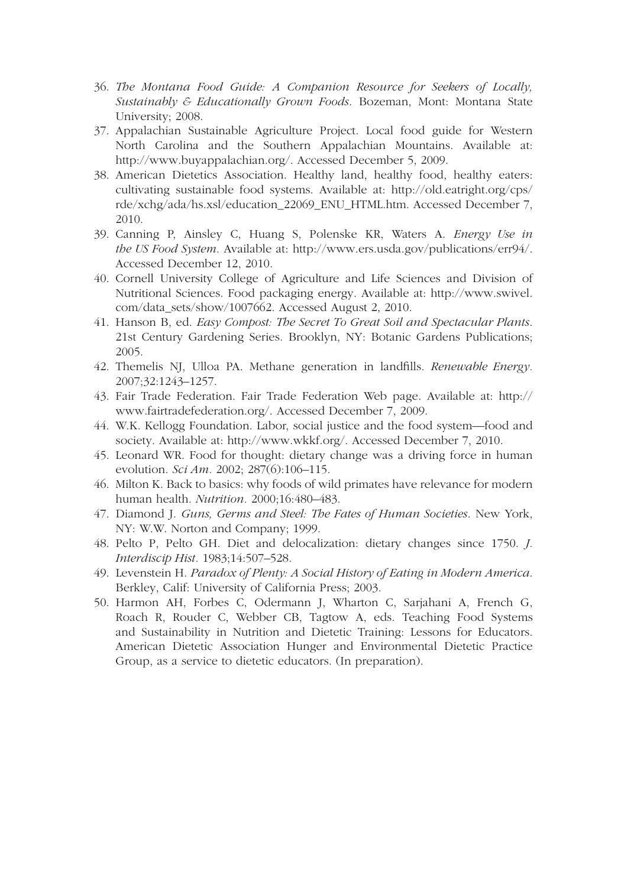36. *The Montana Food Guide: A Companion Resource for Seekers of Locally, Sustainably & Educationally Grown Foods*. Bozeman, Mont: Montana State University; 2008.
37. Appalachian Sustainable Agriculture Project. Local food guide for Western North Carolina and the Southern Appalachian Mountains. Available at: http://www.buyappalachian.org/. Accessed December 5, 2009.
38. American Dietetics Association. Healthy land, healthy food, healthy eaters: cultivating sustainable food systems. Available at: http://old.eatright.org/cps/rde/xchg/ada/hs.xsl/education_22069_ENU_HTML.htm. Accessed December 7, 2010.
39. Canning P, Ainsley C, Huang S, Polenske KR, Waters A. *Energy Use in the US Food System*. Available at: http://www.ers.usda.gov/publications/err94/. Accessed December 12, 2010.
40. Cornell University College of Agriculture and Life Sciences and Division of Nutritional Sciences. Food packaging energy. Available at: http://www.swivel.com/data_sets/show/1007662. Accessed August 2, 2010.
41. Hanson B, ed. *Easy Compost: The Secret To Great Soil and Spectacular Plants*. 21st Century Gardening Series. Brooklyn, NY: Botanic Gardens Publications; 2005.
42. Themelis NJ, Ulloa PA. Methane generation in landfills. *Renewable Energy*. 2007;32:1243–1257.
43. Fair Trade Federation. Fair Trade Federation Web page. Available at: http://www.fairtradefederation.org/. Accessed December 7, 2009.
44. W.K. Kellogg Foundation. Labor, social justice and the food system—food and society. Available at: http://www.wkkf.org/. Accessed December 7, 2010.
45. Leonard WR. Food for thought: dietary change was a driving force in human evolution. *Sci Am*. 2002; 287(6):106–115.
46. Milton K. Back to basics: why foods of wild primates have relevance for modern human health. *Nutrition*. 2000;16:480–483.
47. Diamond J. *Guns, Germs and Steel: The Fates of Human Societies*. New York, NY: W.W. Norton and Company; 1999.
48. Pelto P, Pelto GH. Diet and delocalization: dietary changes since 1750. *J. Interdiscip Hist*. 1983;14:507–528.
49. Levenstein H. *Paradox of Plenty: A Social History of Eating in Modern America*. Berkley, Calif: University of California Press; 2003.
50. Harmon AH, Forbes C, Odermann J, Wharton C, Sarjahani A, French G, Roach R, Rouder C, Webber CB, Tagtow A, eds. Teaching Food Systems and Sustainability in Nutrition and Dietetic Training: Lessons for Educators. American Dietetic Association Hunger and Environmental Dietetic Practice Group, as a service to dietetic educators. (In preparation).